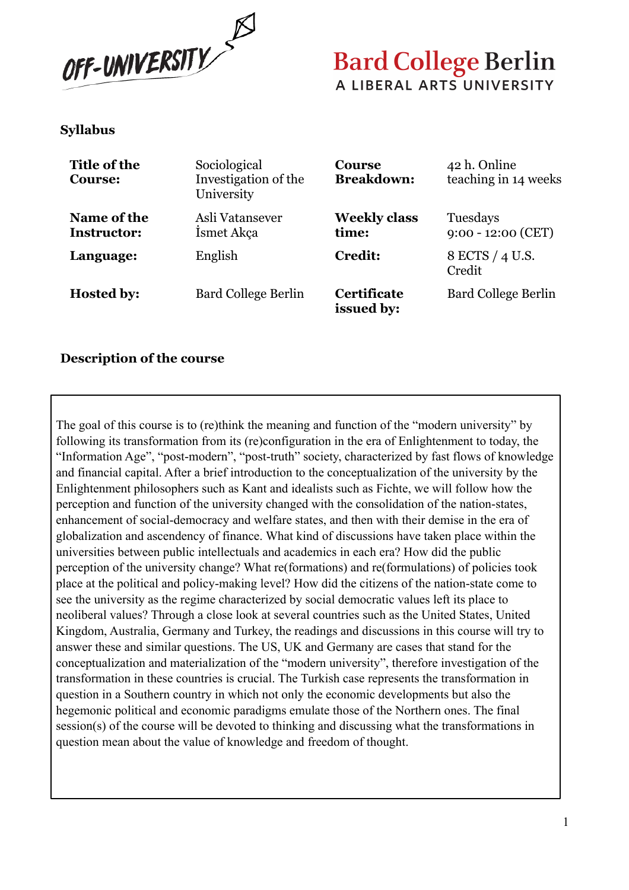OFF-UNIVERSITY

**Bard College Berlin**
A LIBERAL ARTS UNIVERSITY

## Syllabus

| | | | |
|---|---|---|---|
| **Title of the Course:** | Sociological Investigation of the University | **Course Breakdown:** | 42 h. Online teaching in 14 weeks |
| **Name of the Instructor:** | Asli Vatansever<br>İsmet Akça | **Weekly class time:** | Tuesdays<br>9:00 - 12:00 (CET) |
| **Language:** | English | **Credit:** | 8 ECTS / 4 U.S. Credit |
| **Hosted by:** | Bard College Berlin | **Certificate issued by:** | Bard College Berlin |

## Description of the course

The goal of this course is to (re)think the meaning and function of the "modern university" by following its transformation from its (re)configuration in the era of Enlightenment to today, the "Information Age", "post-modern", "post-truth" society, characterized by fast flows of knowledge and financial capital. After a brief introduction to the conceptualization of the university by the Enlightenment philosophers such as Kant and idealists such as Fichte, we will follow how the perception and function of the university changed with the consolidation of the nation-states, enhancement of social-democracy and welfare states, and then with their demise in the era of globalization and ascendency of finance. What kind of discussions have taken place within the universities between public intellectuals and academics in each era? How did the public perception of the university change? What re(formations) and re(formulations) of policies took place at the political and policy-making level? How did the citizens of the nation-state come to see the university as the regime characterized by social democratic values left its place to neoliberal values? Through a close look at several countries such as the United States, United Kingdom, Australia, Germany and Turkey, the readings and discussions in this course will try to answer these and similar questions. The US, UK and Germany are cases that stand for the conceptualization and materialization of the "modern university", therefore investigation of the transformation in these countries is crucial. The Turkish case represents the transformation in question in a Southern country in which not only the economic developments but also the hegemonic political and economic paradigms emulate those of the Northern ones. The final session(s) of the course will be devoted to thinking and discussing what the transformations in question mean about the value of knowledge and freedom of thought.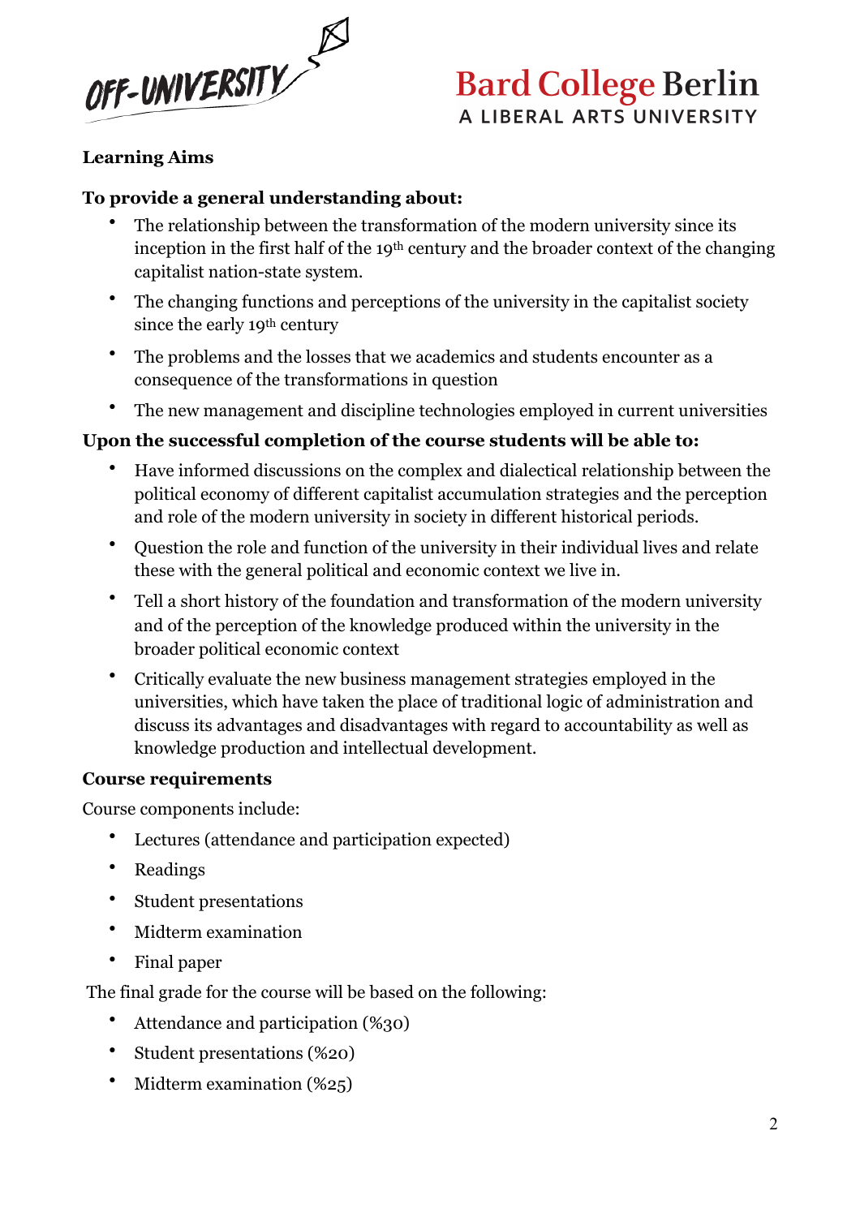**Learning Aims**

**To provide a general understanding about:**

- The relationship between the transformation of the modern university since its inception in the first half of the 19th century and the broader context of the changing capitalist nation-state system.
- The changing functions and perceptions of the university in the capitalist society since the early 19th century
- The problems and the losses that we academics and students encounter as a consequence of the transformations in question
- The new management and discipline technologies employed in current universities

**Upon the successful completion of the course students will be able to:**

- Have informed discussions on the complex and dialectical relationship between the political economy of different capitalist accumulation strategies and the perception and role of the modern university in society in different historical periods.
- Question the role and function of the university in their individual lives and relate these with the general political and economic context we live in.
- Tell a short history of the foundation and transformation of the modern university and of the perception of the knowledge produced within the university in the broader political economic context
- Critically evaluate the new business management strategies employed in the universities, which have taken the place of traditional logic of administration and discuss its advantages and disadvantages with regard to accountability as well as knowledge production and intellectual development.

**Course requirements**

Course components include:

- Lectures (attendance and participation expected)
- Readings
- Student presentations
- Midterm examination
- Final paper

The final grade for the course will be based on the following:

- Attendance and participation (%30)
- Student presentations (%20)
- Midterm examination (%25)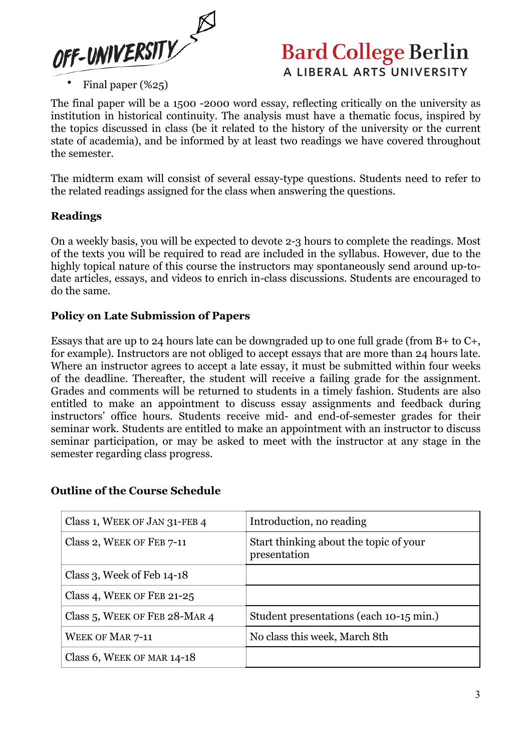- Final paper (%25)

The final paper will be a 1500 -2000 word essay, reflecting critically on the university as institution in historical continuity. The analysis must have a thematic focus, inspired by the topics discussed in class (be it related to the history of the university or the current state of academia), and be informed by at least two readings we have covered throughout the semester.

The midterm exam will consist of several essay-type questions. Students need to refer to the related readings assigned for the class when answering the questions.

### Readings

On a weekly basis, you will be expected to devote 2-3 hours to complete the readings. Most of the texts you will be required to read are included in the syllabus. However, due to the highly topical nature of this course the instructors may spontaneously send around up-to-date articles, essays, and videos to enrich in-class discussions. Students are encouraged to do the same.

### Policy on Late Submission of Papers

Essays that are up to 24 hours late can be downgraded up to one full grade (from B+ to C+, for example). Instructors are not obliged to accept essays that are more than 24 hours late. Where an instructor agrees to accept a late essay, it must be submitted within four weeks of the deadline. Thereafter, the student will receive a failing grade for the assignment. Grades and comments will be returned to students in a timely fashion. Students are also entitled to make an appointment to discuss essay assignments and feedback during instructors' office hours. Students receive mid- and end-of-semester grades for their seminar work. Students are entitled to make an appointment with an instructor to discuss seminar participation, or may be asked to meet with the instructor at any stage in the semester regarding class progress.

### Outline of the Course Schedule

| | |
|---|---|
| Class 1, Week of Jan 31-Feb 4 | Introduction, no reading |
| Class 2, Week of Feb 7-11 | Start thinking about the topic of your presentation |
| Class 3, Week of Feb 14-18 | |
| Class 4, Week of Feb 21-25 | |
| Class 5, Week of Feb 28-Mar 4 | Student presentations (each 10-15 min.) |
| Week of Mar 7-11 | No class this week, March 8th |
| Class 6, Week of Mar 14-18 | |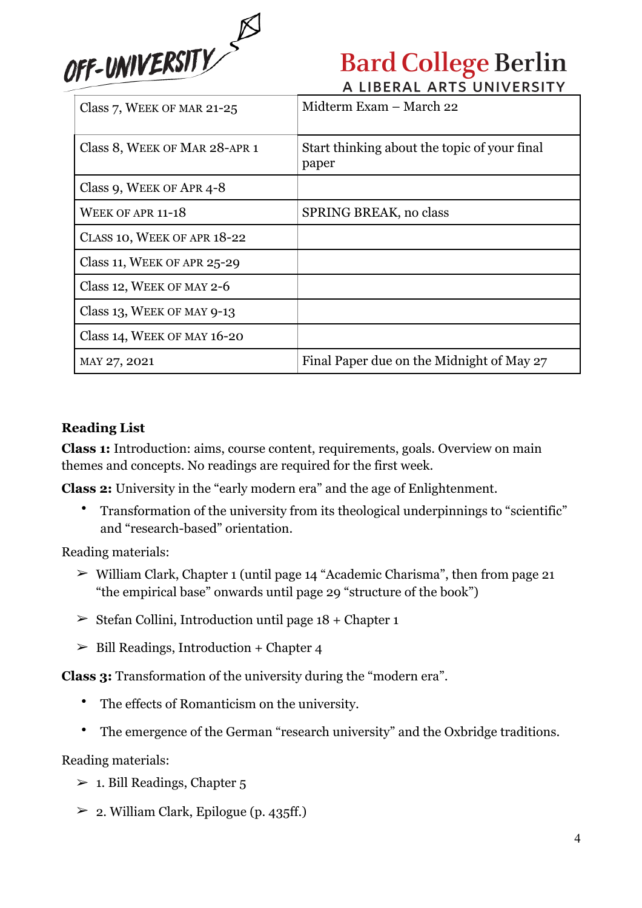| Class 7, Week of Mar 21-25 | Midterm Exam – March 22 |
|---|---|
| Class 8, Week of Mar 28-Apr 1 | Start thinking about the topic of your final paper |
| Class 9, Week of Apr 4-8 | |
| Week of Apr 11-18 | SPRING BREAK, no class |
| Class 10, Week of Apr 18-22 | |
| Class 11, Week of Apr 25-29 | |
| Class 12, Week of May 2-6 | |
| Class 13, Week of May 9-13 | |
| Class 14, Week of May 16-20 | |
| May 27, 2021 | Final Paper due on the Midnight of May 27 |

**Reading List**

**Class 1:** Introduction: aims, course content, requirements, goals. Overview on main themes and concepts. No readings are required for the first week.

**Class 2:** University in the "early modern era" and the age of Enlightenment.

- Transformation of the university from its theological underpinnings to "scientific" and "research-based" orientation.

Reading materials:

- ➢ William Clark, Chapter 1 (until page 14 "Academic Charisma", then from page 21 "the empirical base" onwards until page 29 "structure of the book")
- ➢ Stefan Collini, Introduction until page 18 + Chapter 1
- ➢ Bill Readings, Introduction + Chapter 4

**Class 3:** Transformation of the university during the "modern era".

- The effects of Romanticism on the university.
- The emergence of the German "research university" and the Oxbridge traditions.

Reading materials:

- ➢ 1. Bill Readings, Chapter 5
- ➢ 2. William Clark, Epilogue (p. 435ff.)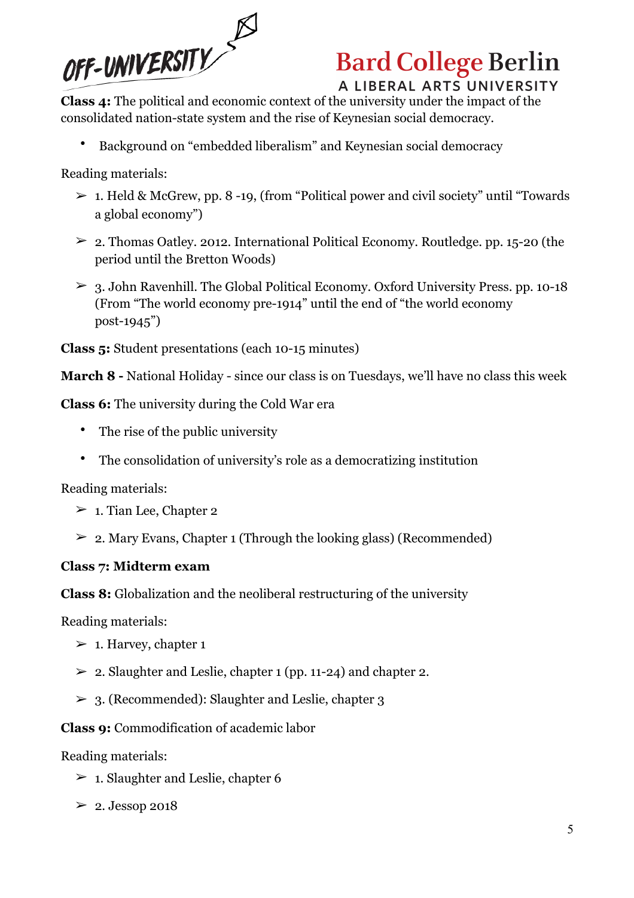**Class 4:** The political and economic context of the university under the impact of the consolidated nation-state system and the rise of Keynesian social democracy.

- Background on "embedded liberalism" and Keynesian social democracy

Reading materials:

- 1. Held & McGrew, pp. 8 -19, (from "Political power and civil society" until "Towards a global economy")
- 2. Thomas Oatley. 2012. International Political Economy. Routledge. pp. 15-20 (the period until the Bretton Woods)
- 3. John Ravenhill. The Global Political Economy. Oxford University Press. pp. 10-18 (From "The world economy pre-1914" until the end of "the world economy post-1945")

**Class 5:** Student presentations (each 10-15 minutes)

**March 8 -** National Holiday - since our class is on Tuesdays, we'll have no class this week

**Class 6:** The university during the Cold War era

- The rise of the public university
- The consolidation of university's role as a democratizing institution

Reading materials:

- 1. Tian Lee, Chapter 2
- 2. Mary Evans, Chapter 1 (Through the looking glass) (Recommended)

**Class 7: Midterm exam**

**Class 8:** Globalization and the neoliberal restructuring of the university

Reading materials:

- 1. Harvey, chapter 1
- 2. Slaughter and Leslie, chapter 1 (pp. 11-24) and chapter 2.
- 3. (Recommended): Slaughter and Leslie, chapter 3

**Class 9:** Commodification of academic labor

Reading materials:

- 1. Slaughter and Leslie, chapter 6
- 2. Jessop 2018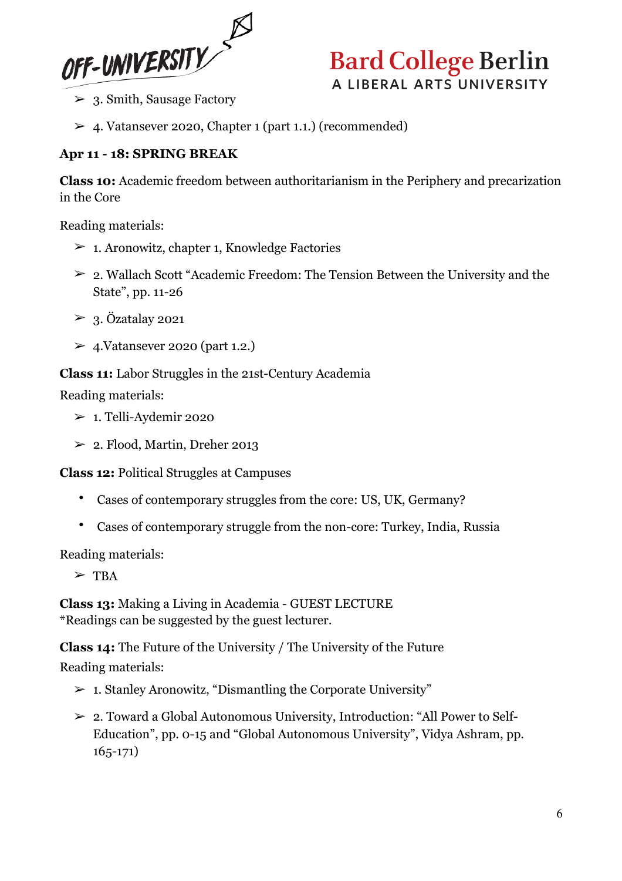- 3. Smith, Sausage Factory
- 4. Vatansever 2020, Chapter 1 (part 1.1.) (recommended)

**Apr 11 - 18: SPRING BREAK**

**Class 10:** Academic freedom between authoritarianism in the Periphery and precarization in the Core

Reading materials:

- 1. Aronowitz, chapter 1, Knowledge Factories
- 2. Wallach Scott "Academic Freedom: The Tension Between the University and the State", pp. 11-26
- 3. Özatalay 2021
- 4.Vatansever 2020 (part 1.2.)

**Class 11:** Labor Struggles in the 21st-Century Academia

Reading materials:

- 1. Telli-Aydemir 2020
- 2. Flood, Martin, Dreher 2013

**Class 12:** Political Struggles at Campuses

- Cases of contemporary struggles from the core: US, UK, Germany?
- Cases of contemporary struggle from the non-core: Turkey, India, Russia

Reading materials:

- TBA

**Class 13:** Making a Living in Academia - GUEST LECTURE
*Readings can be suggested by the guest lecturer.

**Class 14:** The Future of the University / The University of the Future

Reading materials:

- 1. Stanley Aronowitz, "Dismantling the Corporate University"
- 2. Toward a Global Autonomous University, Introduction: "All Power to Self-Education", pp. 0-15 and "Global Autonomous University", Vidya Ashram, pp. 165-171)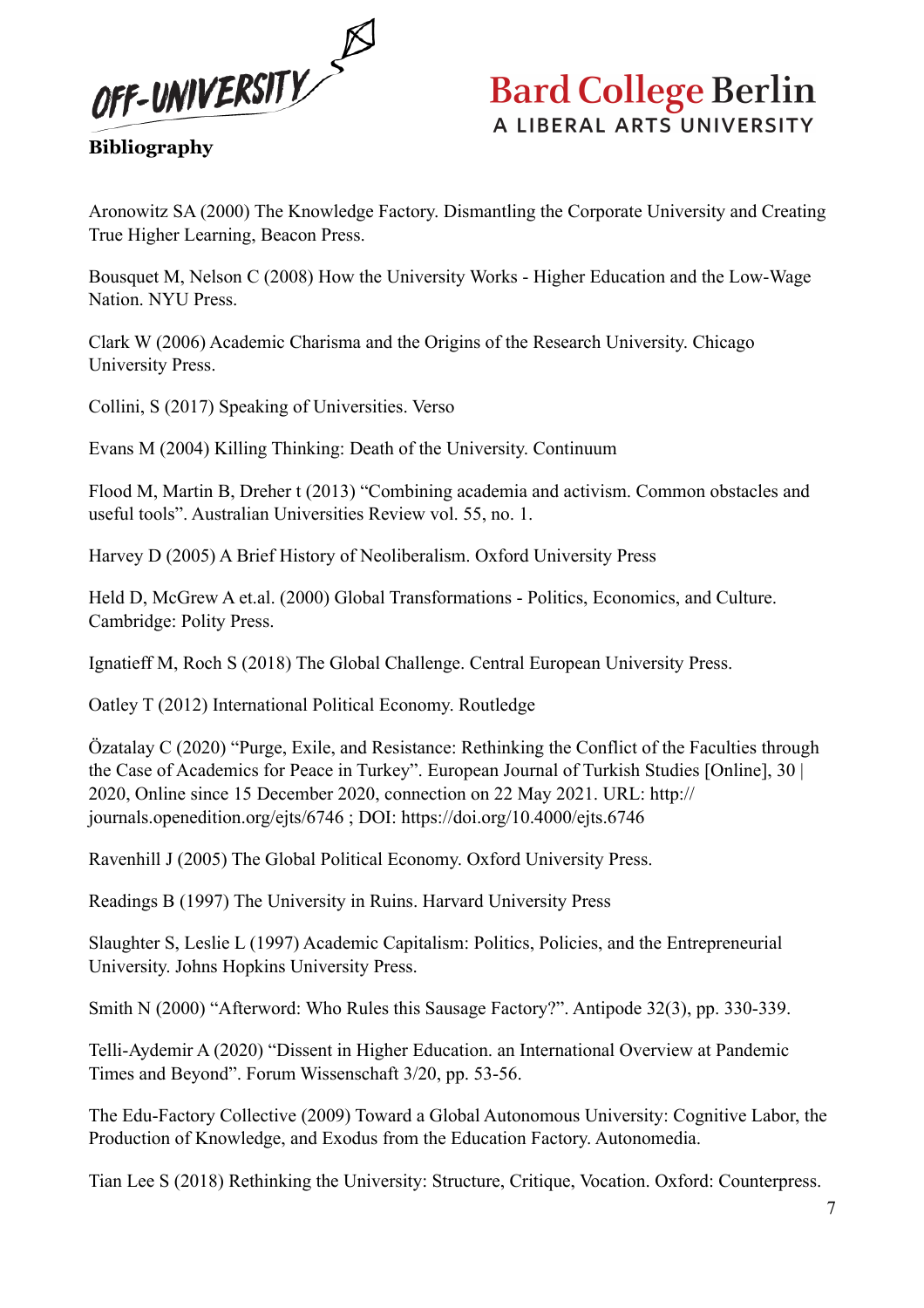## Bibliography

Aronowitz SA (2000) The Knowledge Factory. Dismantling the Corporate University and Creating True Higher Learning, Beacon Press.

Bousquet M, Nelson C (2008) How the University Works - Higher Education and the Low-Wage Nation. NYU Press.

Clark W (2006) Academic Charisma and the Origins of the Research University. Chicago University Press.

Collini, S (2017) Speaking of Universities. Verso

Evans M (2004) Killing Thinking: Death of the University. Continuum

Flood M, Martin B, Dreher t (2013) "Combining academia and activism. Common obstacles and useful tools". Australian Universities Review vol. 55, no. 1.

Harvey D (2005) A Brief History of Neoliberalism. Oxford University Press

Held D, McGrew A et.al. (2000) Global Transformations - Politics, Economics, and Culture. Cambridge: Polity Press.

Ignatieff M, Roch S (2018) The Global Challenge. Central European University Press.

Oatley T (2012) International Political Economy. Routledge

Özatalay C (2020) "Purge, Exile, and Resistance: Rethinking the Conflict of the Faculties through the Case of Academics for Peace in Turkey". European Journal of Turkish Studies [Online], 30 | 2020, Online since 15 December 2020, connection on 22 May 2021. URL: http://journals.openedition.org/ejts/6746 ; DOI: https://doi.org/10.4000/ejts.6746

Ravenhill J (2005) The Global Political Economy. Oxford University Press.

Readings B (1997) The University in Ruins. Harvard University Press

Slaughter S, Leslie L (1997) Academic Capitalism: Politics, Policies, and the Entrepreneurial University. Johns Hopkins University Press.

Smith N (2000) "Afterword: Who Rules this Sausage Factory?". Antipode 32(3), pp. 330-339.

Telli-Aydemir A (2020) "Dissent in Higher Education. an International Overview at Pandemic Times and Beyond". Forum Wissenschaft 3/20, pp. 53-56.

The Edu-Factory Collective (2009) Toward a Global Autonomous University: Cognitive Labor, the Production of Knowledge, and Exodus from the Education Factory. Autonomedia.

Tian Lee S (2018) Rethinking the University: Structure, Critique, Vocation. Oxford: Counterpress.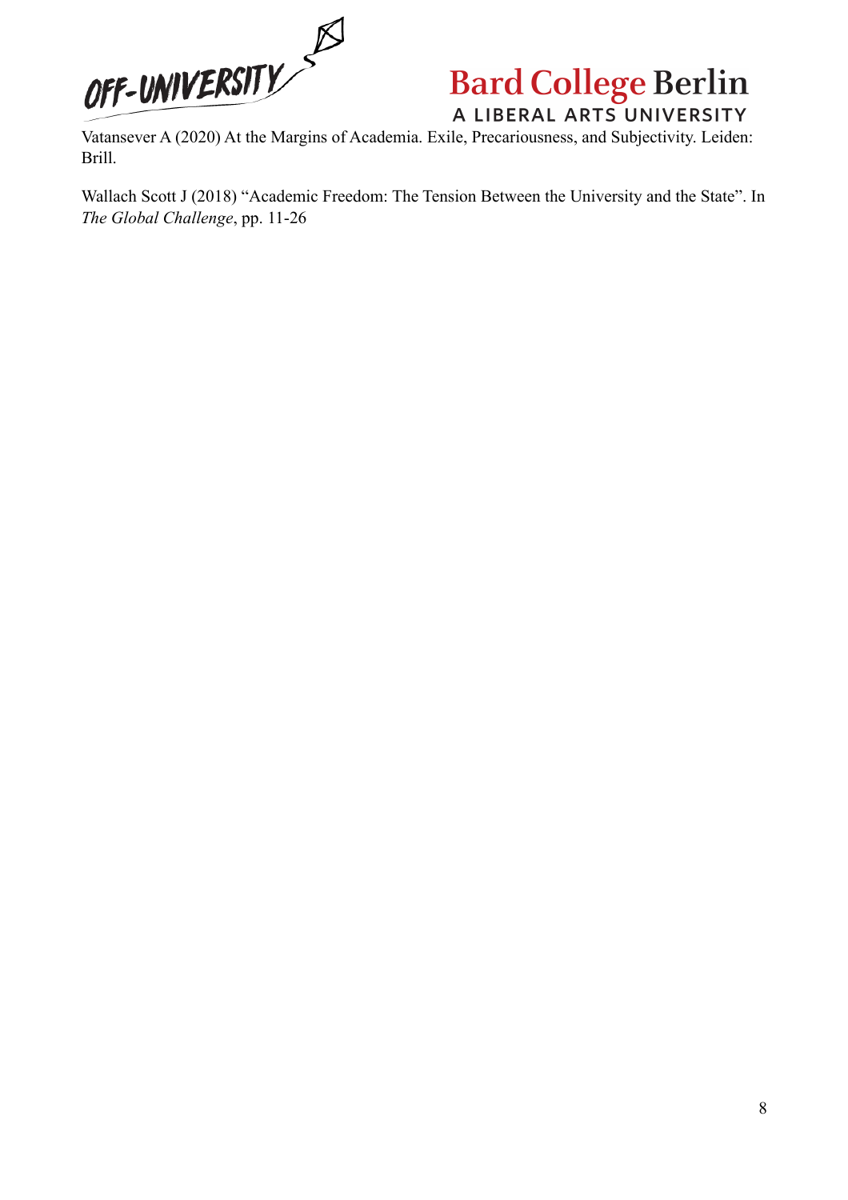Vatansever A (2020) At the Margins of Academia. Exile, Precariousness, and Subjectivity. Leiden: Brill.

Wallach Scott J (2018) “Academic Freedom: The Tension Between the University and the State”. In *The Global Challenge*, pp. 11-26